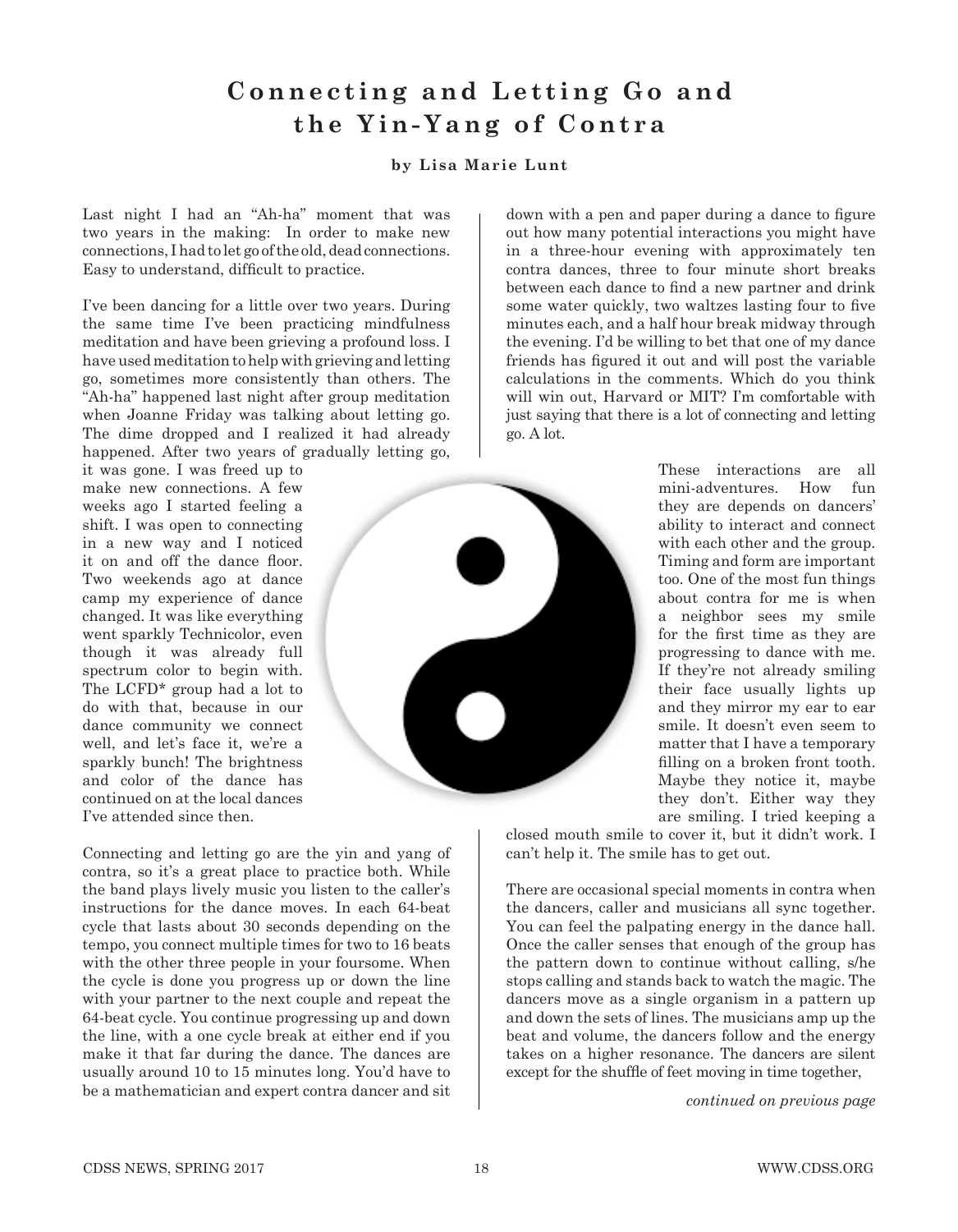# Connecting and Letting Go and the Yin-Yang of Contra

**by Lisa Marie Lunt**

Last night I had an "Ah-ha" moment that was two years in the making: In order to make new connections, I had to let go of the old, dead connections. Easy to understand, difficult to practice.

I've been dancing for a little over two years. During the same time I've been practicing mindfulness meditation and have been grieving a profound loss. I have used meditation to help with grieving and letting go, sometimes more consistently than others. The "Ah-ha" happened last night after group meditation when Joanne Friday was talking about letting go. The dime dropped and I realized it had already happened. After two years of gradually letting go, it was gone. I was freed up to make new connections. A few weeks ago I started feeling a shift. I was open to connecting in a new way and I noticed it on and off the dance floor. Two weekends ago at dance camp my experience of dance changed. It was like everything went sparkly Technicolor, even though it was already full spectrum color to begin with. The LCFD* group had a lot to do with that, because in our dance community we connect well, and let's face it, we're a sparkly bunch! The brightness and color of the dance has continued on at the local dances I've attended since then.

Connecting and letting go are the yin and yang of contra, so it's a great place to practice both. While the band plays lively music you listen to the caller's instructions for the dance moves. In each 64-beat cycle that lasts about 30 seconds depending on the tempo, you connect multiple times for two to 16 beats with the other three people in your foursome. When the cycle is done you progress up or down the line with your partner to the next couple and repeat the 64-beat cycle. You continue progressing up and down the line, with a one cycle break at either end if you make it that far during the dance. The dances are usually around 10 to 15 minutes long. You'd have to be a mathematician and expert contra dancer and sit down with a pen and paper during a dance to figure out how many potential interactions you might have in a three-hour evening with approximately ten contra dances, three to four minute short breaks between each dance to find a new partner and drink some water quickly, two waltzes lasting four to five minutes each, and a half hour break midway through the evening. I'd be willing to bet that one of my dance friends has figured it out and will post the variable calculations in the comments. Which do you think will win out, Harvard or MIT? I'm comfortable with just saying that there is a lot of connecting and letting go. A lot.

These interactions are all mini-adventures. How fun they are depends on dancers' ability to interact and connect with each other and the group. Timing and form are important too. One of the most fun things about contra for me is when a neighbor sees my smile for the first time as they are progressing to dance with me. If they're not already smiling their face usually lights up and they mirror my ear to ear smile. It doesn't even seem to matter that I have a temporary filling on a broken front tooth. Maybe they notice it, maybe they don't. Either way they are smiling. I tried keeping a closed mouth smile to cover it, but it didn't work. I can't help it. The smile has to get out.

There are occasional special moments in contra when the dancers, caller and musicians all sync together. You can feel the palpating energy in the dance hall. Once the caller senses that enough of the group has the pattern down to continue without calling, s/he stops calling and stands back to watch the magic. The dancers move as a single organism in a pattern up and down the sets of lines. The musicians amp up the beat and volume, the dancers follow and the energy takes on a higher resonance. The dancers are silent except for the shuffle of feet moving in time together,

*continued on previous page*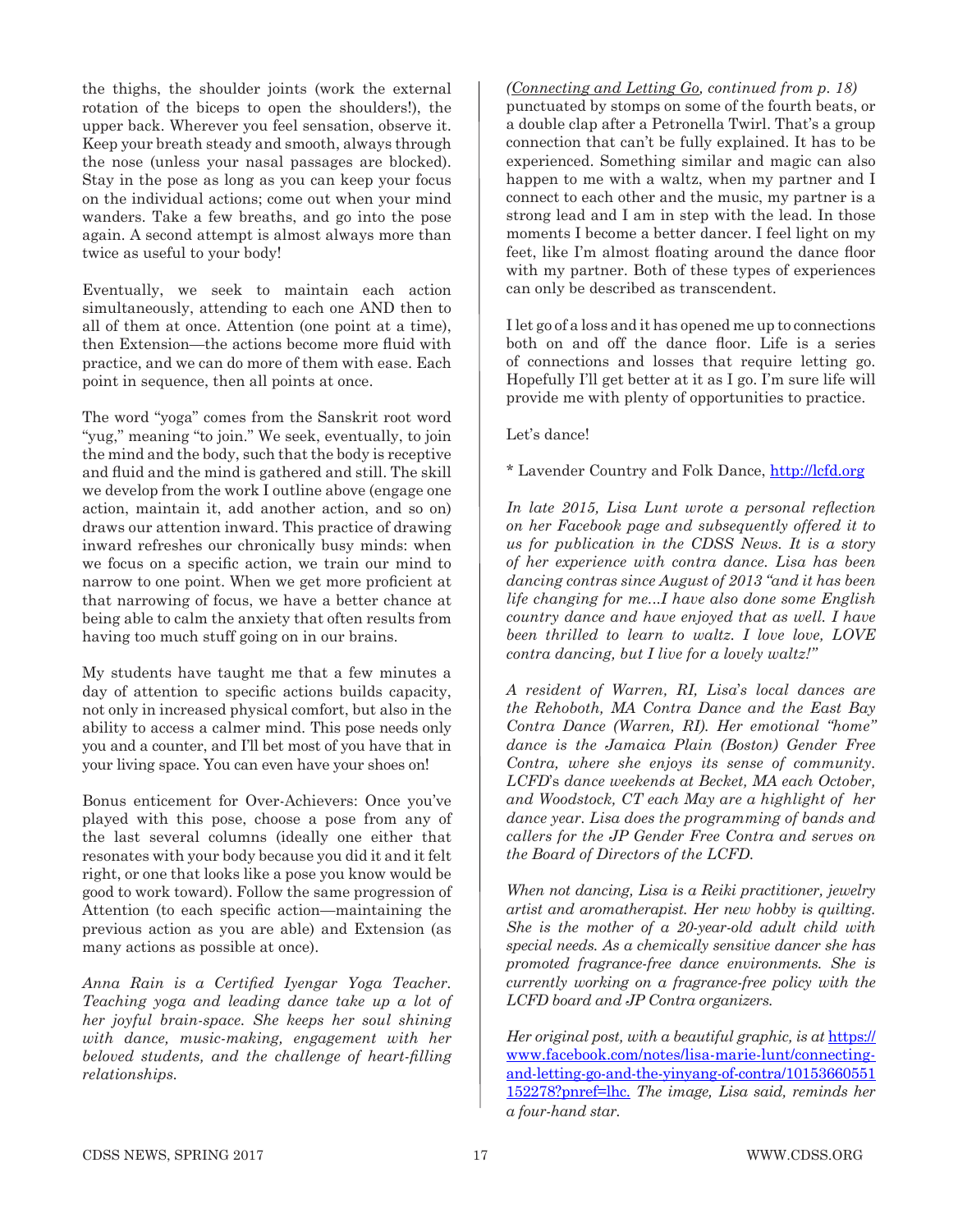the thighs, the shoulder joints (work the external rotation of the biceps to open the shoulders!), the upper back. Wherever you feel sensation, observe it. Keep your breath steady and smooth, always through the nose (unless your nasal passages are blocked). Stay in the pose as long as you can keep your focus on the individual actions; come out when your mind wanders. Take a few breaths, and go into the pose again. A second attempt is almost always more than twice as useful to your body!

Eventually, we seek to maintain each action simultaneously, attending to each one AND then to all of them at once. Attention (one point at a time), then Extension—the actions become more fluid with practice, and we can do more of them with ease. Each point in sequence, then all points at once.

The word "yoga" comes from the Sanskrit root word "yug," meaning "to join." We seek, eventually, to join the mind and the body, such that the body is receptive and fluid and the mind is gathered and still. The skill we develop from the work I outline above (engage one action, maintain it, add another action, and so on) draws our attention inward. This practice of drawing inward refreshes our chronically busy minds: when we focus on a specific action, we train our mind to narrow to one point. When we get more proficient at that narrowing of focus, we have a better chance at being able to calm the anxiety that often results from having too much stuff going on in our brains.

My students have taught me that a few minutes a day of attention to specific actions builds capacity, not only in increased physical comfort, but also in the ability to access a calmer mind. This pose needs only you and a counter, and I'll bet most of you have that in your living space. You can even have your shoes on!

Bonus enticement for Over-Achievers: Once you've played with this pose, choose a pose from any of the last several columns (ideally one either that resonates with your body because you did it and it felt right, or one that looks like a pose you know would be good to work toward). Follow the same progression of Attention (to each specific action—maintaining the previous action as you are able) and Extension (as many actions as possible at once).

*Anna Rain is a Certified Iyengar Yoga Teacher. Teaching yoga and leading dance take up a lot of her joyful brain-space. She keeps her soul shining with dance, music-making, engagement with her beloved students, and the challenge of heart-filling relationships.*

*(Connecting and Letting Go, continued from p. 18)*
punctuated by stomps on some of the fourth beats, or a double clap after a Petronella Twirl. That's a group connection that can't be fully explained. It has to be experienced. Something similar and magic can also happen to me with a waltz, when my partner and I connect to each other and the music, my partner is a strong lead and I am in step with the lead. In those moments I become a better dancer. I feel light on my feet, like I'm almost floating around the dance floor with my partner. Both of these types of experiences can only be described as transcendent.

I let go of a loss and it has opened me up to connections both on and off the dance floor. Life is a series of connections and losses that require letting go. Hopefully I'll get better at it as I go. I'm sure life will provide me with plenty of opportunities to practice.

Let's dance!

* Lavender Country and Folk Dance, http://lcfd.org

*In late 2015, Lisa Lunt wrote a personal reflection on her Facebook page and subsequently offered it to us for publication in the CDSS News. It is a story of her experience with contra dance. Lisa has been dancing contras since August of 2013 "and it has been life changing for me...I have also done some English country dance and have enjoyed that as well. I have been thrilled to learn to waltz. I love love, LOVE contra dancing, but I live for a lovely waltz!"*

*A resident of Warren, RI, Lisa's local dances are the Rehoboth, MA Contra Dance and the East Bay Contra Dance (Warren, RI). Her emotional "home" dance is the Jamaica Plain (Boston) Gender Free Contra, where she enjoys its sense of community. LCFD's dance weekends at Becket, MA each October, and Woodstock, CT each May are a highlight of her dance year. Lisa does the programming of bands and callers for the JP Gender Free Contra and serves on the Board of Directors of the LCFD.*

*When not dancing, Lisa is a Reiki practitioner, jewelry artist and aromatherapist. Her new hobby is quilting. She is the mother of a 20-year-old adult child with special needs. As a chemically sensitive dancer she has promoted fragrance-free dance environments. She is currently working on a fragrance-free policy with the LCFD board and JP Contra organizers.*

*Her original post, with a beautiful graphic, is at* https://www.facebook.com/notes/lisa-marie-lunt/connecting-and-letting-go-and-the-yinyang-of-contra/10153660551152278?pnref=lhc. *The image, Lisa said, reminds her a four-hand star.*